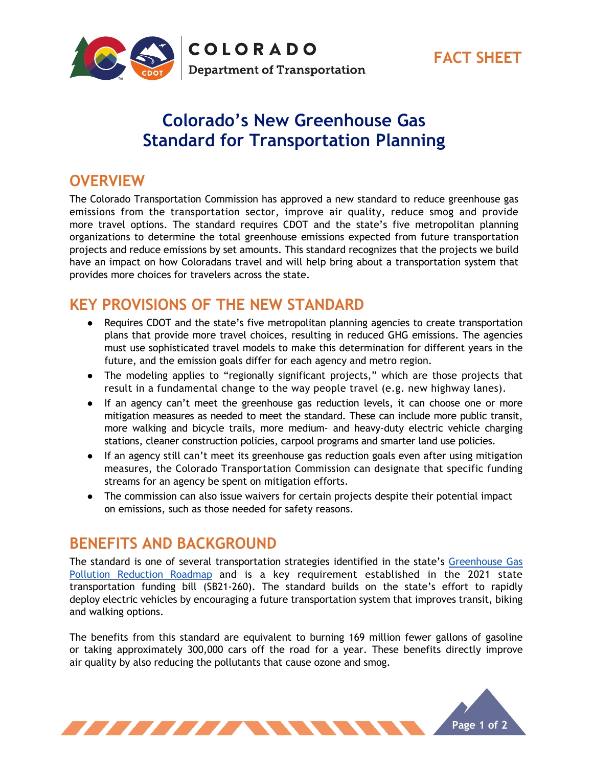COLORADO
Department of Transportation

FACT SHEET

# Colorado's New Greenhouse Gas Standard for Transportation Planning

## OVERVIEW

The Colorado Transportation Commission has approved a new standard to reduce greenhouse gas emissions from the transportation sector, improve air quality, reduce smog and provide more travel options. The standard requires CDOT and the state's five metropolitan planning organizations to determine the total greenhouse emissions expected from future transportation projects and reduce emissions by set amounts. This standard recognizes that the projects we build have an impact on how Coloradans travel and will help bring about a transportation system that provides more choices for travelers across the state.

## KEY PROVISIONS OF THE NEW STANDARD

- Requires CDOT and the state's five metropolitan planning agencies to create transportation plans that provide more travel choices, resulting in reduced GHG emissions. The agencies must use sophisticated travel models to make this determination for different years in the future, and the emission goals differ for each agency and metro region.
- The modeling applies to "regionally significant projects," which are those projects that result in a fundamental change to the way people travel (e.g. new highway lanes).
- If an agency can't meet the greenhouse gas reduction levels, it can choose one or more mitigation measures as needed to meet the standard. These can include more public transit, more walking and bicycle trails, more medium- and heavy-duty electric vehicle charging stations, cleaner construction policies, carpool programs and smarter land use policies.
- If an agency still can't meet its greenhouse gas reduction goals even after using mitigation measures, the Colorado Transportation Commission can designate that specific funding streams for an agency be spent on mitigation efforts.
- The commission can also issue waivers for certain projects despite their potential impact on emissions, such as those needed for safety reasons.

## BENEFITS AND BACKGROUND

The standard is one of several transportation strategies identified in the state's Greenhouse Gas Pollution Reduction Roadmap and is a key requirement established in the 2021 state transportation funding bill (SB21-260). The standard builds on the state's effort to rapidly deploy electric vehicles by encouraging a future transportation system that improves transit, biking and walking options.

The benefits from this standard are equivalent to burning 169 million fewer gallons of gasoline or taking approximately 300,000 cars off the road for a year. These benefits directly improve air quality by also reducing the pollutants that cause ozone and smog.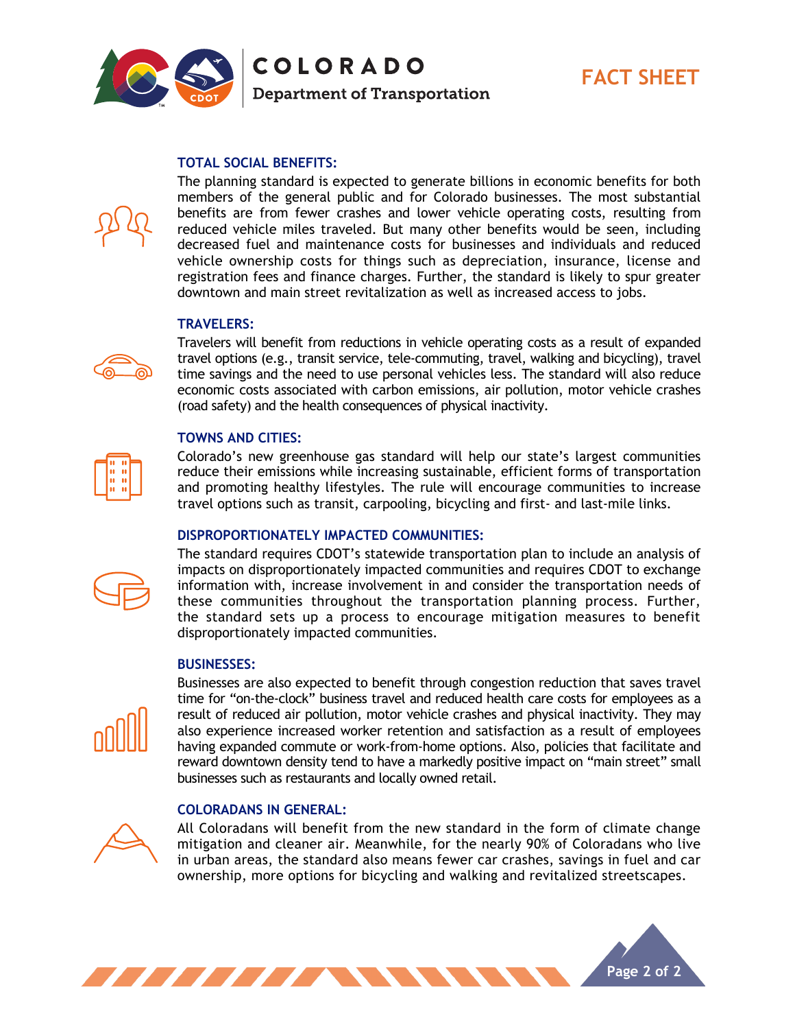## TOTAL SOCIAL BENEFITS:

The planning standard is expected to generate billions in economic benefits for both members of the general public and for Colorado businesses. The most substantial benefits are from fewer crashes and lower vehicle operating costs, resulting from reduced vehicle miles traveled. But many other benefits would be seen, including decreased fuel and maintenance costs for businesses and individuals and reduced vehicle ownership costs for things such as depreciation, insurance, license and registration fees and finance charges. Further, the standard is likely to spur greater downtown and main street revitalization as well as increased access to jobs.

## TRAVELERS:

Travelers will benefit from reductions in vehicle operating costs as a result of expanded travel options (e.g., transit service, tele-commuting, travel, walking and bicycling), travel time savings and the need to use personal vehicles less. The standard will also reduce economic costs associated with carbon emissions, air pollution, motor vehicle crashes (road safety) and the health consequences of physical inactivity.

## TOWNS AND CITIES:

Colorado's new greenhouse gas standard will help our state's largest communities reduce their emissions while increasing sustainable, efficient forms of transportation and promoting healthy lifestyles. The rule will encourage communities to increase travel options such as transit, carpooling, bicycling and first- and last-mile links.

## DISPROPORTIONATELY IMPACTED COMMUNITIES:

The standard requires CDOT's statewide transportation plan to include an analysis of impacts on disproportionately impacted communities and requires CDOT to exchange information with, increase involvement in and consider the transportation needs of these communities throughout the transportation planning process. Further, the standard sets up a process to encourage mitigation measures to benefit disproportionately impacted communities.

## BUSINESSES:

Businesses are also expected to benefit through congestion reduction that saves travel time for "on-the-clock" business travel and reduced health care costs for employees as a result of reduced air pollution, motor vehicle crashes and physical inactivity. They may also experience increased worker retention and satisfaction as a result of employees having expanded commute or work-from-home options. Also, policies that facilitate and reward downtown density tend to have a markedly positive impact on "main street" small businesses such as restaurants and locally owned retail.

## COLORADANS IN GENERAL:

All Coloradans will benefit from the new standard in the form of climate change mitigation and cleaner air. Meanwhile, for the nearly 90% of Coloradans who live in urban areas, the standard also means fewer car crashes, savings in fuel and car ownership, more options for bicycling and walking and revitalized streetscapes.